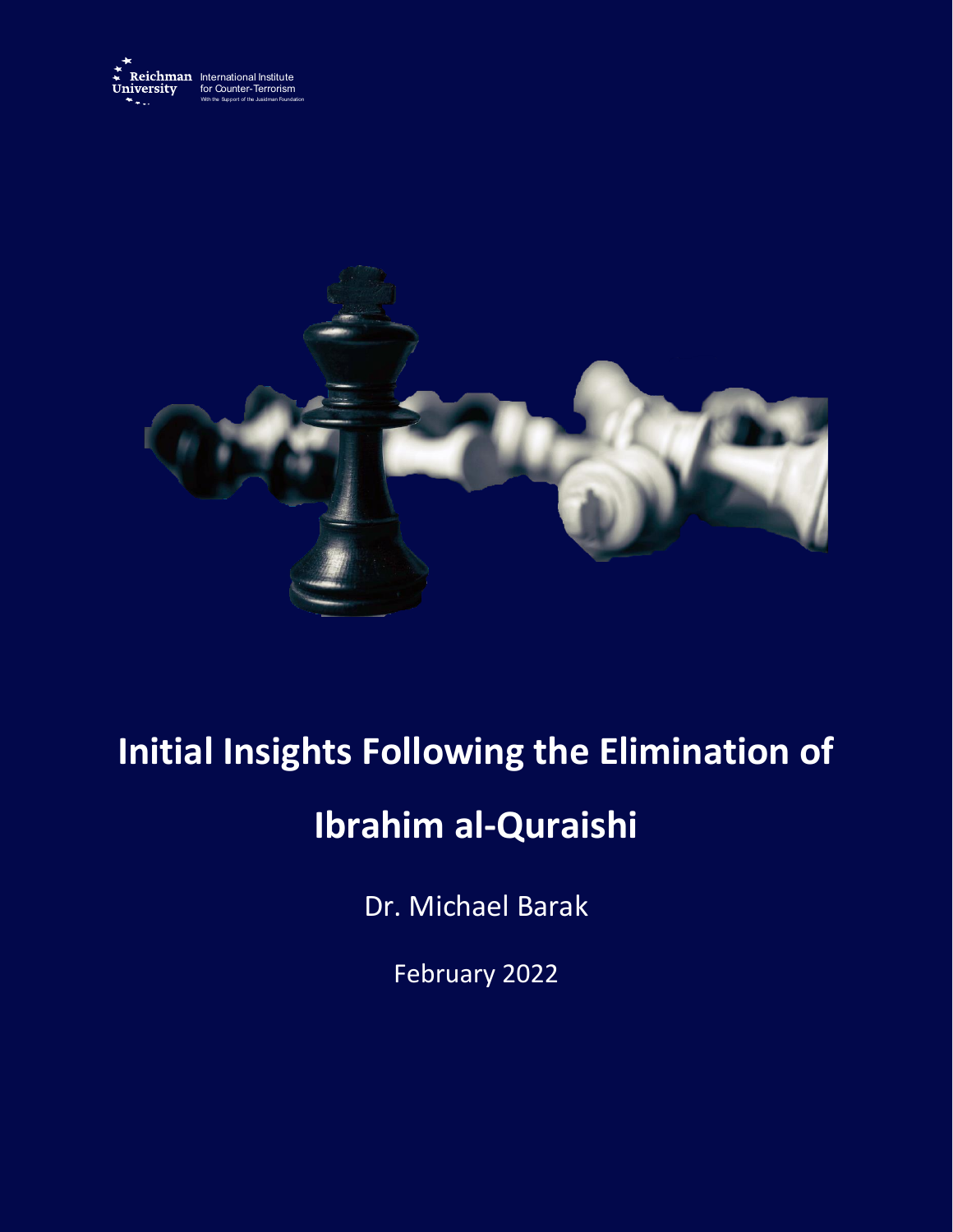Reichman University International Institute for Counter-Terrorism

With the Support of the Jusidman Foundation

# Initial Insights Following the Elimination of Ibrahim al-Quraishi

Dr. Michael Barak

February 2022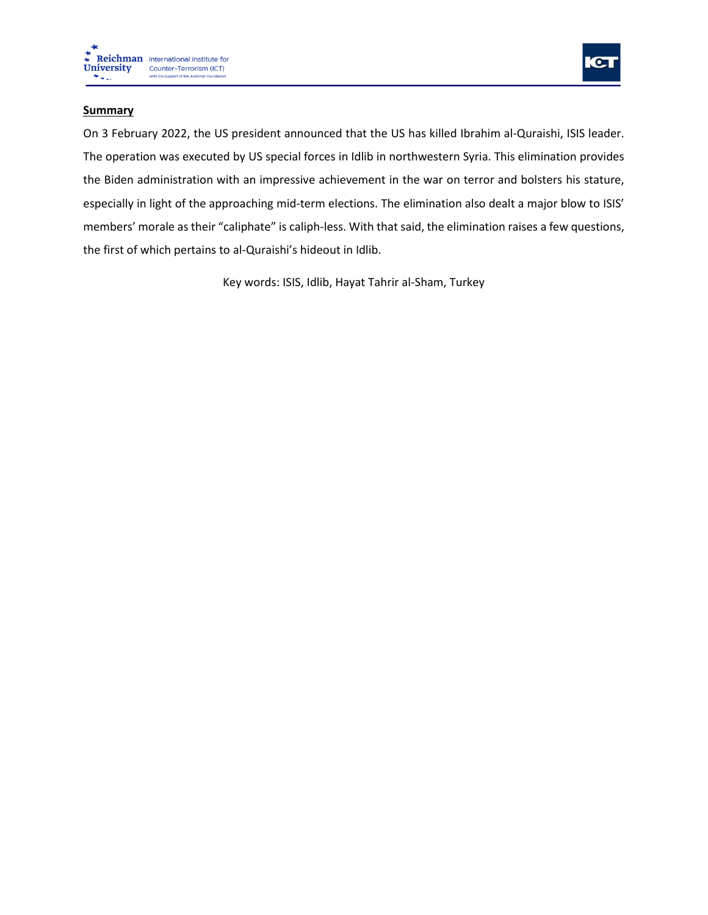**Summary**

On 3 February 2022, the US president announced that the US has killed Ibrahim al-Quraishi, ISIS leader. The operation was executed by US special forces in Idlib in northwestern Syria. This elimination provides the Biden administration with an impressive achievement in the war on terror and bolsters his stature, especially in light of the approaching mid-term elections. The elimination also dealt a major blow to ISIS' members' morale as their "caliphate" is caliph-less. With that said, the elimination raises a few questions, the first of which pertains to al-Quraishi's hideout in Idlib.

Key words: ISIS, Idlib, Hayat Tahrir al-Sham, Turkey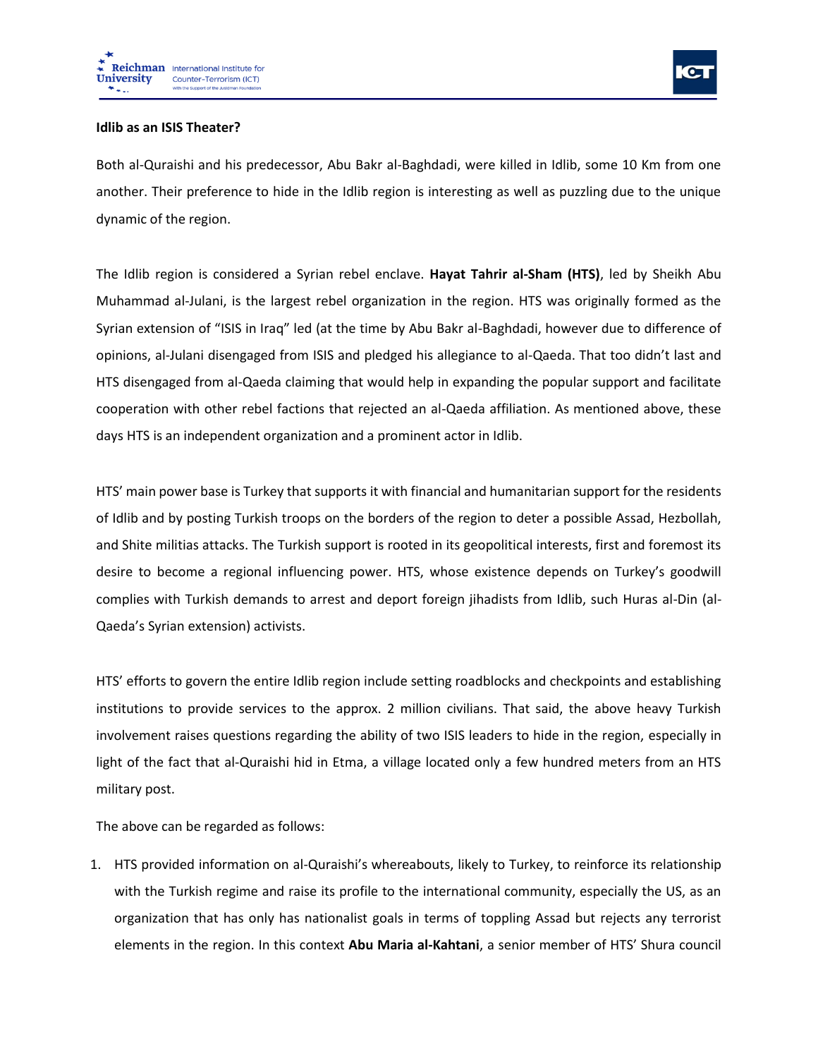**Idlib as an ISIS Theater?**

Both al-Quraishi and his predecessor, Abu Bakr al-Baghdadi, were killed in Idlib, some 10 Km from one another. Their preference to hide in the Idlib region is interesting as well as puzzling due to the unique dynamic of the region.

The Idlib region is considered a Syrian rebel enclave. **Hayat Tahrir al-Sham (HTS)**, led by Sheikh Abu Muhammad al-Julani, is the largest rebel organization in the region. HTS was originally formed as the Syrian extension of "ISIS in Iraq" led (at the time by Abu Bakr al-Baghdadi, however due to difference of opinions, al-Julani disengaged from ISIS and pledged his allegiance to al-Qaeda. That too didn't last and HTS disengaged from al-Qaeda claiming that would help in expanding the popular support and facilitate cooperation with other rebel factions that rejected an al-Qaeda affiliation. As mentioned above, these days HTS is an independent organization and a prominent actor in Idlib.

HTS' main power base is Turkey that supports it with financial and humanitarian support for the residents of Idlib and by posting Turkish troops on the borders of the region to deter a possible Assad, Hezbollah, and Shite militias attacks. The Turkish support is rooted in its geopolitical interests, first and foremost its desire to become a regional influencing power. HTS, whose existence depends on Turkey's goodwill complies with Turkish demands to arrest and deport foreign jihadists from Idlib, such Huras al-Din (al-Qaeda's Syrian extension) activists.

HTS' efforts to govern the entire Idlib region include setting roadblocks and checkpoints and establishing institutions to provide services to the approx. 2 million civilians. That said, the above heavy Turkish involvement raises questions regarding the ability of two ISIS leaders to hide in the region, especially in light of the fact that al-Quraishi hid in Etma, a village located only a few hundred meters from an HTS military post.

The above can be regarded as follows:

1. HTS provided information on al-Quraishi's whereabouts, likely to Turkey, to reinforce its relationship with the Turkish regime and raise its profile to the international community, especially the US, as an organization that has only has nationalist goals in terms of toppling Assad but rejects any terrorist elements in the region. In this context **Abu Maria al-Kahtani**, a senior member of HTS' Shura council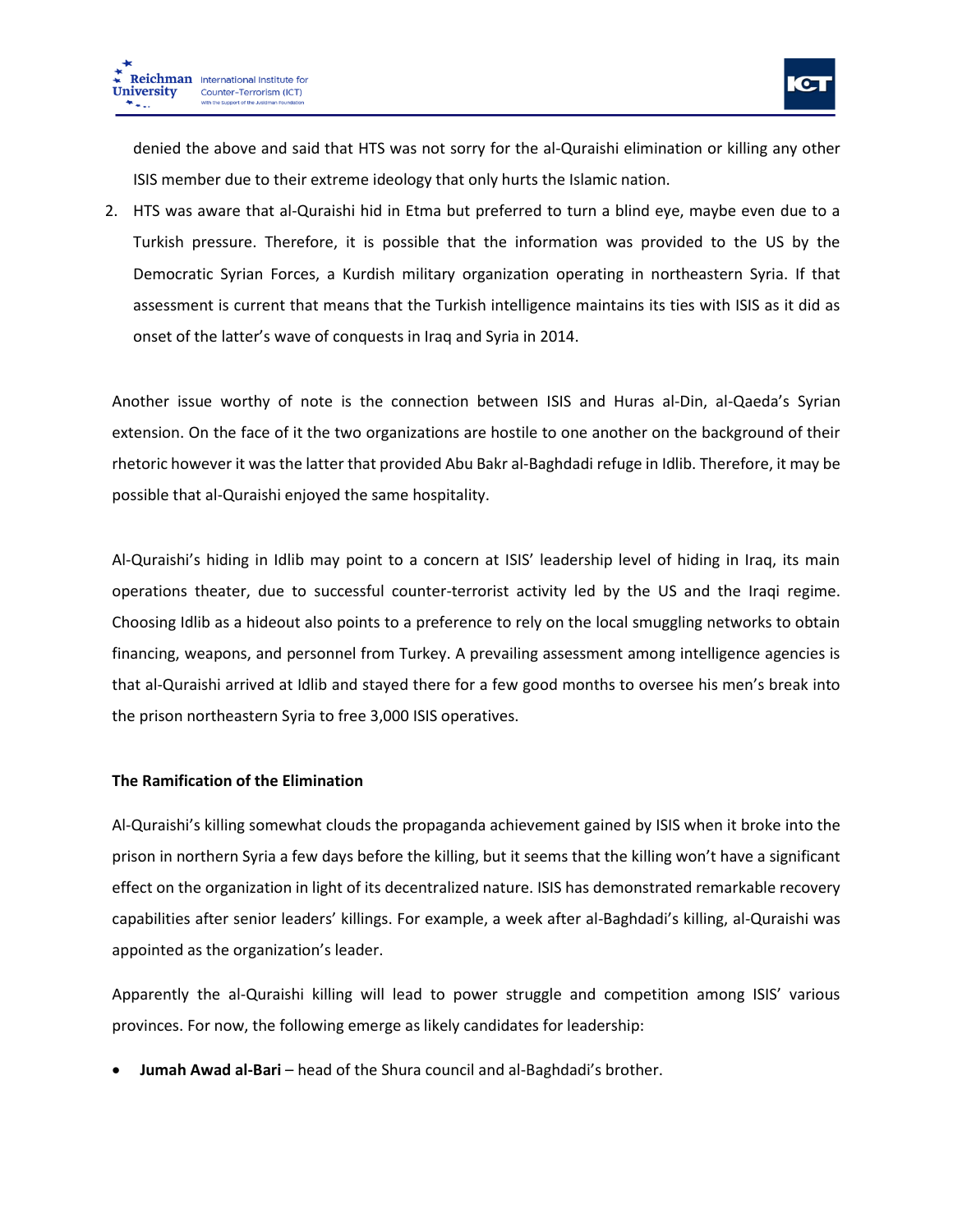denied the above and said that HTS was not sorry for the al-Quraishi elimination or killing any other ISIS member due to their extreme ideology that only hurts the Islamic nation.

2. HTS was aware that al-Quraishi hid in Etma but preferred to turn a blind eye, maybe even due to a Turkish pressure. Therefore, it is possible that the information was provided to the US by the Democratic Syrian Forces, a Kurdish military organization operating in northeastern Syria. If that assessment is current that means that the Turkish intelligence maintains its ties with ISIS as it did as onset of the latter's wave of conquests in Iraq and Syria in 2014.

Another issue worthy of note is the connection between ISIS and Huras al-Din, al-Qaeda's Syrian extension. On the face of it the two organizations are hostile to one another on the background of their rhetoric however it was the latter that provided Abu Bakr al-Baghdadi refuge in Idlib. Therefore, it may be possible that al-Quraishi enjoyed the same hospitality.

Al-Quraishi's hiding in Idlib may point to a concern at ISIS' leadership level of hiding in Iraq, its main operations theater, due to successful counter-terrorist activity led by the US and the Iraqi regime. Choosing Idlib as a hideout also points to a preference to rely on the local smuggling networks to obtain financing, weapons, and personnel from Turkey. A prevailing assessment among intelligence agencies is that al-Quraishi arrived at Idlib and stayed there for a few good months to oversee his men's break into the prison northeastern Syria to free 3,000 ISIS operatives.

**The Ramification of the Elimination**

Al-Quraishi's killing somewhat clouds the propaganda achievement gained by ISIS when it broke into the prison in northern Syria a few days before the killing, but it seems that the killing won't have a significant effect on the organization in light of its decentralized nature. ISIS has demonstrated remarkable recovery capabilities after senior leaders' killings. For example, a week after al-Baghdadi's killing, al-Quraishi was appointed as the organization's leader.

Apparently the al-Quraishi killing will lead to power struggle and competition among ISIS' various provinces. For now, the following emerge as likely candidates for leadership:

- **Jumah Awad al-Bari** – head of the Shura council and al-Baghdadi's brother.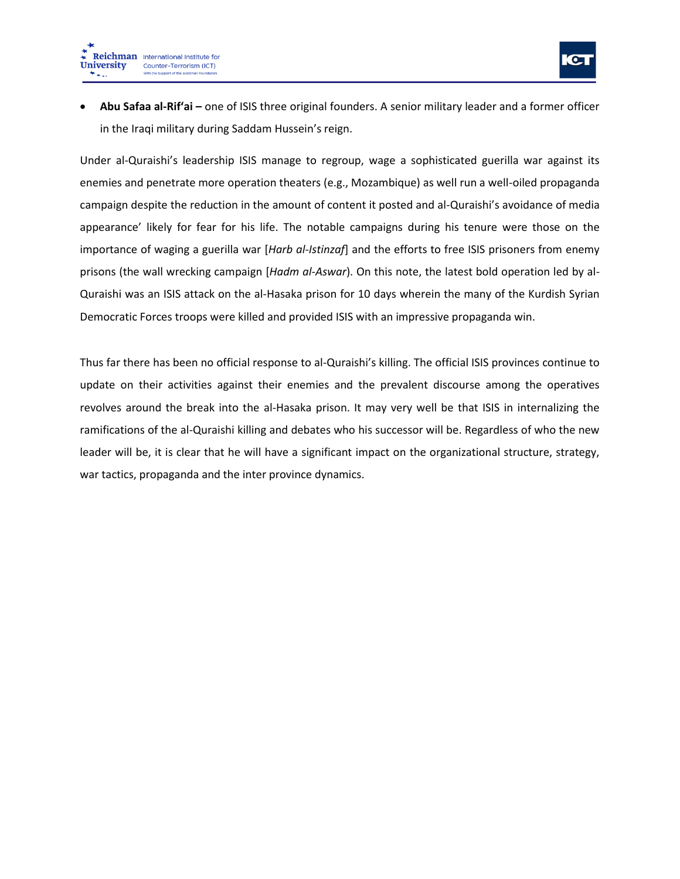- **Abu Safaa al-Rif'ai –** one of ISIS three original founders. A senior military leader and a former officer in the Iraqi military during Saddam Hussein's reign.

Under al-Quraishi's leadership ISIS manage to regroup, wage a sophisticated guerilla war against its enemies and penetrate more operation theaters (e.g., Mozambique) as well run a well-oiled propaganda campaign despite the reduction in the amount of content it posted and al-Quraishi's avoidance of media appearance' likely for fear for his life. The notable campaigns during his tenure were those on the importance of waging a guerilla war [*Harb al-Istinzaf*] and the efforts to free ISIS prisoners from enemy prisons (the wall wrecking campaign [*Hadm al-Aswar*). On this note, the latest bold operation led by al-Quraishi was an ISIS attack on the al-Hasaka prison for 10 days wherein the many of the Kurdish Syrian Democratic Forces troops were killed and provided ISIS with an impressive propaganda win.

Thus far there has been no official response to al-Quraishi's killing. The official ISIS provinces continue to update on their activities against their enemies and the prevalent discourse among the operatives revolves around the break into the al-Hasaka prison. It may very well be that ISIS in internalizing the ramifications of the al-Quraishi killing and debates who his successor will be. Regardless of who the new leader will be, it is clear that he will have a significant impact on the organizational structure, strategy, war tactics, propaganda and the inter province dynamics.